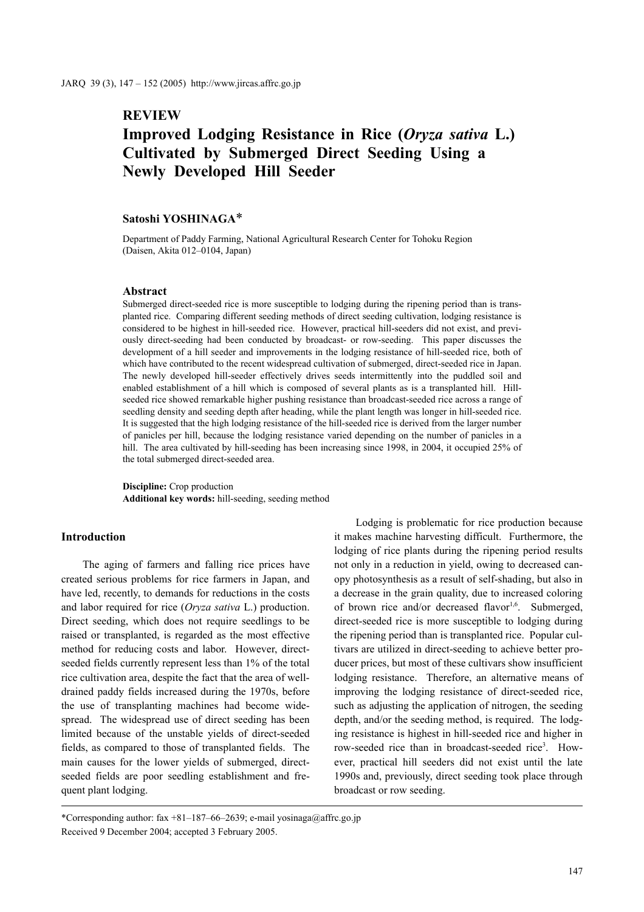**REVIEW**

# Improved Lodging Resistance in Rice (*Oryza sativa* L.) Cultivated by Submerged Direct Seeding Using a Newly Developed Hill Seeder

**Satoshi YOSHINAGA***

Department of Paddy Farming, National Agricultural Research Center for Tohoku Region (Daisen, Akita 012–0104, Japan)

### Abstract

Submerged direct-seeded rice is more susceptible to lodging during the ripening period than is transplanted rice. Comparing different seeding methods of direct seeding cultivation, lodging resistance is considered to be highest in hill-seeded rice. However, practical hill-seeders did not exist, and previously direct-seeding had been conducted by broadcast- or row-seeding. This paper discusses the development of a hill seeder and improvements in the lodging resistance of hill-seeded rice, both of which have contributed to the recent widespread cultivation of submerged, direct-seeded rice in Japan. The newly developed hill-seeder effectively drives seeds intermittently into the puddled soil and enabled establishment of a hill which is composed of several plants as is a transplanted hill. Hill-seeded rice showed remarkable higher pushing resistance than broadcast-seeded rice across a range of seedling density and seeding depth after heading, while the plant length was longer in hill-seeded rice. It is suggested that the high lodging resistance of the hill-seeded rice is derived from the larger number of panicles per hill, because the lodging resistance varied depending on the number of panicles in a hill. The area cultivated by hill-seeding has been increasing since 1998, in 2004, it occupied 25% of the total submerged direct-seeded area.

**Discipline:** Crop production
**Additional key words:** hill-seeding, seeding method

## Introduction

The aging of farmers and falling rice prices have created serious problems for rice farmers in Japan, and have led, recently, to demands for reductions in the costs and labor required for rice (*Oryza sativa* L.) production. Direct seeding, which does not require seedlings to be raised or transplanted, is regarded as the most effective method for reducing costs and labor. However, direct-seeded fields currently represent less than 1% of the total rice cultivation area, despite the fact that the area of well-drained paddy fields increased during the 1970s, before the use of transplanting machines had become widespread. The widespread use of direct seeding has been limited because of the unstable yields of direct-seeded fields, as compared to those of transplanted fields. The main causes for the lower yields of submerged, direct-seeded fields are poor seedling establishment and frequent plant lodging.

Lodging is problematic for rice production because it makes machine harvesting difficult. Furthermore, the lodging of rice plants during the ripening period results not only in a reduction in yield, owing to decreased canopy photosynthesis as a result of self-shading, but also in a decrease in the grain quality, due to increased coloring of brown rice and/or decreased flavor[1,6]. Submerged, direct-seeded rice is more susceptible to lodging during the ripening period than is transplanted rice. Popular cultivars are utilized in direct-seeding to achieve better producer prices, but most of these cultivars show insufficient lodging resistance. Therefore, an alternative means of improving the lodging resistance of direct-seeded rice, such as adjusting the application of nitrogen, the seeding depth, and/or the seeding method, is required. The lodging resistance is highest in hill-seeded rice and higher in row-seeded rice than in broadcast-seeded rice[3]. However, practical hill seeders did not exist until the late 1990s and, previously, direct seeding took place through broadcast or row seeding.

*Corresponding author: fax +81–187–66–2639; e-mail yosinaga@affrc.go.jp
Received 9 December 2004; accepted 3 February 2005.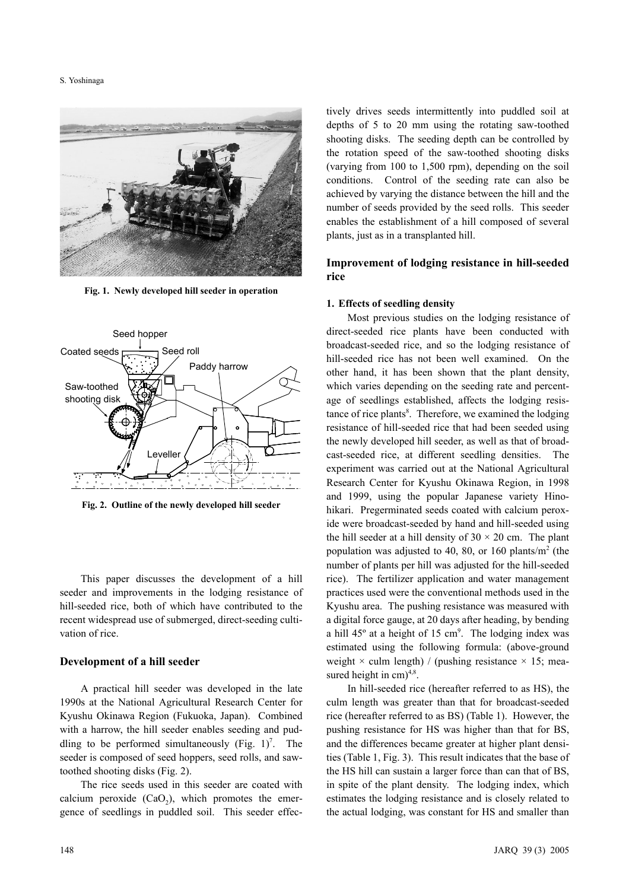Fig. 1. Newly developed hill seeder in operation

Fig. 2. Outline of the newly developed hill seeder

This paper discusses the development of a hill seeder and improvements in the lodging resistance of hill-seeded rice, both of which have contributed to the recent widespread use of submerged, direct-seeding cultivation of rice.

## Development of a hill seeder

A practical hill seeder was developed in the late 1990s at the National Agricultural Research Center for Kyushu Okinawa Region (Fukuoka, Japan). Combined with a harrow, the hill seeder enables seeding and puddling to be performed simultaneously (Fig. 1)[7]. The seeder is composed of seed hoppers, seed rolls, and saw-toothed shooting disks (Fig. 2).

The rice seeds used in this seeder are coated with calcium peroxide ($CaO_2$), which promotes the emergence of seedlings in puddled soil. This seeder effectively drives seeds intermittently into puddled soil at depths of 5 to 20 mm using the rotating saw-toothed shooting disks. The seeding depth can be controlled by the rotation speed of the saw-toothed shooting disks (varying from 100 to 1,500 rpm), depending on the soil conditions. Control of the seeding rate can also be achieved by varying the distance between the hill and the number of seeds provided by the seed rolls. This seeder enables the establishment of a hill composed of several plants, just as in a transplanted hill.

## Improvement of lodging resistance in hill-seeded rice

### 1. Effects of seedling density

Most previous studies on the lodging resistance of direct-seeded rice plants have been conducted with broadcast-seeded rice, and so the lodging resistance of hill-seeded rice has not been well examined. On the other hand, it has been shown that the plant density, which varies depending on the seeding rate and percentage of seedlings established, affects the lodging resistance of rice plants[8]. Therefore, we examined the lodging resistance of hill-seeded rice that had been seeded using the newly developed hill seeder, as well as that of broadcast-seeded rice, at different seedling densities. The experiment was carried out at the National Agricultural Research Center for Kyushu Okinawa Region, in 1998 and 1999, using the popular Japanese variety Hinohikari. Pregerminated seeds coated with calcium peroxide were broadcast-seeded by hand and hill-seeded using the hill seeder at a hill density of 30 × 20 cm. The plant population was adjusted to 40, 80, or 160 plants/m$^2$ (the number of plants per hill was adjusted for the hill-seeded rice). The fertilizer application and water management practices used were the conventional methods used in the Kyushu area. The pushing resistance was measured with a digital force gauge, at 20 days after heading, by bending a hill 45º at a height of 15 cm[9]. The lodging index was estimated using the following formula: (above-ground weight × culm length) / (pushing resistance × 15; measured height in cm)[4,8].

In hill-seeded rice (hereafter referred to as HS), the culm length was greater than that for broadcast-seeded rice (hereafter referred to as BS) (Table 1). However, the pushing resistance for HS was higher than that for BS, and the differences became greater at higher plant densities (Table 1, Fig. 3). This result indicates that the base of the HS hill can sustain a larger force than can that of BS, in spite of the plant density. The lodging index, which estimates the lodging resistance and is closely related to the actual lodging, was constant for HS and smaller than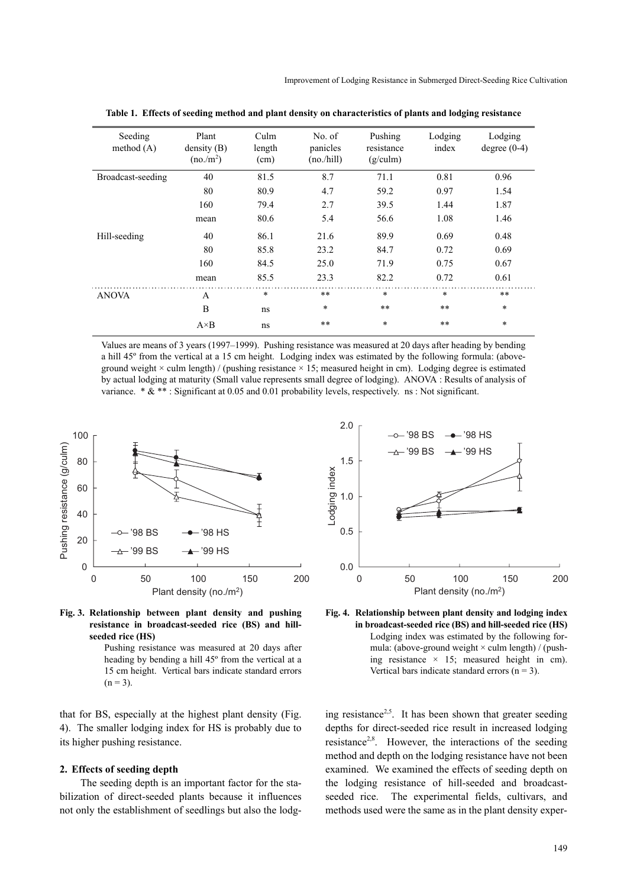**Table 1. Effects of seeding method and plant density on characteristics of plants and lodging resistance**

| Seeding method (A) | Plant density (B) (no./m$^2$) | Culm length (cm) | No. of panicles (no./hill) | Pushing resistance (g/culm) | Lodging index | Lodging degree (0-4) |
|---|---|---|---|---|---|---|
| Broadcast-seeding | 40 | 81.5 | 8.7 | 71.1 | 0.81 | 0.96 |
| | 80 | 80.9 | 4.7 | 59.2 | 0.97 | 1.54 |
| | 160 | 79.4 | 2.7 | 39.5 | 1.44 | 1.87 |
| | mean | 80.6 | 5.4 | 56.6 | 1.08 | 1.46 |
| Hill-seeding | 40 | 86.1 | 21.6 | 89.9 | 0.69 | 0.48 |
| | 80 | 85.8 | 23.2 | 84.7 | 0.72 | 0.69 |
| | 160 | 84.5 | 25.0 | 71.9 | 0.75 | 0.67 |
| | mean | 85.5 | 23.3 | 82.2 | 0.72 | 0.61 |
| ANOVA | A | * | ** | * | * | ** |
| | B | ns | * | ** | ** | * |
| | A×B | ns | ** | * | ** | * |

Values are means of 3 years (1997–1999). Pushing resistance was measured at 20 days after heading by bending a hill 45º from the vertical at a 15 cm height. Lodging index was estimated by the following formula: (above-ground weight × culm length) / (pushing resistance × 15; measured height in cm). Lodging degree is estimated by actual lodging at maturity (Small value represents small degree of lodging). ANOVA : Results of analysis of variance. * & ** : Significant at 0.05 and 0.01 probability levels, respectively. ns : Not significant.

**Fig. 3. Relationship between plant density and pushing resistance in broadcast-seeded rice (BS) and hill-seeded rice (HS)**

Pushing resistance was measured at 20 days after heading by bending a hill 45º from the vertical at a 15 cm height. Vertical bars indicate standard errors (n = 3).

**Fig. 4. Relationship between plant density and lodging index in broadcast-seeded rice (BS) and hill-seeded rice (HS)**

Lodging index was estimated by the following formula: (above-ground weight × culm length) / (pushing resistance × 15; measured height in cm). Vertical bars indicate standard errors (n = 3).

that for BS, especially at the highest plant density (Fig. 4). The smaller lodging index for HS is probably due to its higher pushing resistance.

## 2. Effects of seeding depth

The seeding depth is an important factor for the stabilization of direct-seeded plants because it influences not only the establishment of seedlings but also the lodging resistance[2,5]. It has been shown that greater seeding depths for direct-seeded rice result in increased lodging resistance[2,8]. However, the interactions of the seeding method and depth on the lodging resistance have not been examined. We examined the effects of seeding depth on the lodging resistance of hill-seeded and broadcast-seeded rice. The experimental fields, cultivars, and methods used were the same as in the plant density exper-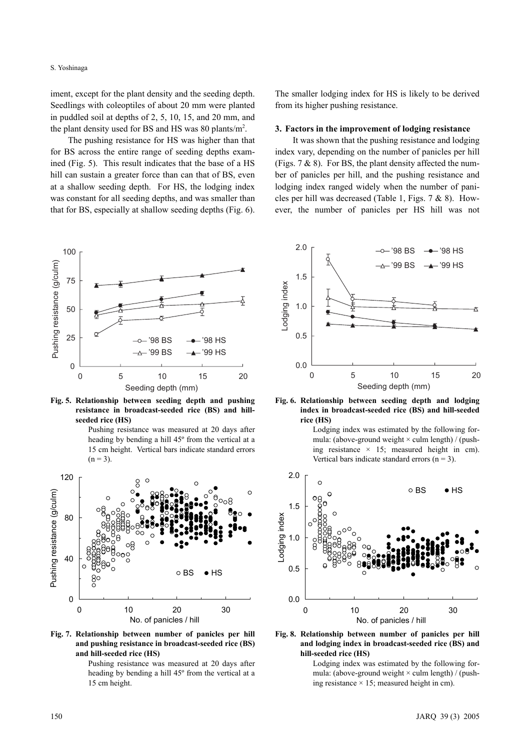iment, except for the plant density and the seeding depth. Seedlings with coleoptiles of about 20 mm were planted in puddled soil at depths of 2, 5, 10, 15, and 20 mm, and the plant density used for BS and HS was 80 plants/$m^2$.

The pushing resistance for HS was higher than that for BS across the entire range of seeding depths examined (Fig. 5). This result indicates that the base of a HS hill can sustain a greater force than can that of BS, even at a shallow seeding depth. For HS, the lodging index was constant for all seeding depths, and was smaller than that for BS, especially at shallow seeding depths (Fig. 6). The smaller lodging index for HS is likely to be derived from its higher pushing resistance.

**Fig. 5. Relationship between seeding depth and pushing resistance in broadcast-seeded rice (BS) and hill-seeded rice (HS)**

Pushing resistance was measured at 20 days after heading by bending a hill 45º from the vertical at a 15 cm height. Vertical bars indicate standard errors ($n = 3$).

**Fig. 6. Relationship between seeding depth and lodging index in broadcast-seeded rice (BS) and hill-seeded rice (HS)**

Lodging index was estimated by the following formula: (above-ground weight × culm length) / (pushing resistance × 15; measured height in cm). Vertical bars indicate standard errors ($n = 3$).

**Fig. 7. Relationship between number of panicles per hill and pushing resistance in broadcast-seeded rice (BS) and hill-seeded rice (HS)**

Pushing resistance was measured at 20 days after heading by bending a hill 45º from the vertical at a 15 cm height.

**Fig. 8. Relationship between number of panicles per hill and lodging index in broadcast-seeded rice (BS) and hill-seeded rice (HS)**

Lodging index was estimated by the following formula: (above-ground weight × culm length) / (pushing resistance × 15; measured height in cm).

### 3. Factors in the improvement of lodging resistance

It was shown that the pushing resistance and lodging index vary, depending on the number of panicles per hill (Figs. 7 & 8). For BS, the plant density affected the number of panicles per hill, and the pushing resistance and lodging index ranged widely when the number of panicles per hill was decreased (Table 1, Figs. 7 & 8). However, the number of panicles per HS hill was not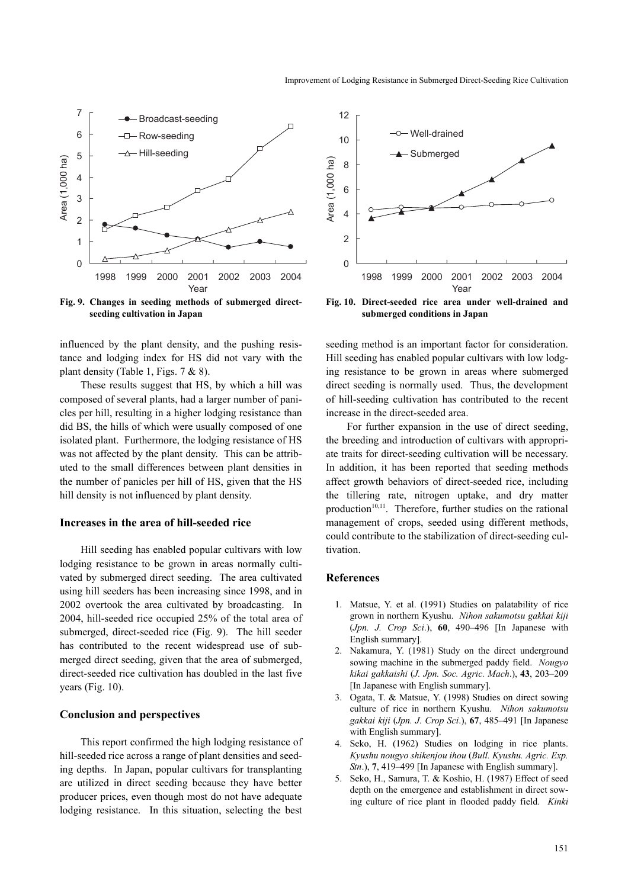Fig. 9. Changes in seeding methods of submerged direct-seeding cultivation in Japan

Fig. 10. Direct-seeded rice area under well-drained and submerged conditions in Japan

influenced by the plant density, and the pushing resistance and lodging index for HS did not vary with the plant density (Table 1, Figs. 7 & 8).

These results suggest that HS, by which a hill was composed of several plants, had a larger number of panicles per hill, resulting in a higher lodging resistance than did BS, the hills of which were usually composed of one isolated plant. Furthermore, the lodging resistance of HS was not affected by the plant density. This can be attributed to the small differences between plant densities in the number of panicles per hill of HS, given that the HS hill density is not influenced by plant density.

## Increases in the area of hill-seeded rice

Hill seeding has enabled popular cultivars with low lodging resistance to be grown in areas normally cultivated by submerged direct seeding. The area cultivated using hill seeders has been increasing since 1998, and in 2002 overtook the area cultivated by broadcasting. In 2004, hill-seeded rice occupied 25% of the total area of submerged, direct-seeded rice (Fig. 9). The hill seeder has contributed to the recent widespread use of submerged direct seeding, given that the area of submerged, direct-seeded rice cultivation has doubled in the last five years (Fig. 10).

## Conclusion and perspectives

This report confirmed the high lodging resistance of hill-seeded rice across a range of plant densities and seeding depths. In Japan, popular cultivars for transplanting are utilized in direct seeding because they have better producer prices, even though most do not have adequate lodging resistance. In this situation, selecting the best seeding method is an important factor for consideration. Hill seeding has enabled popular cultivars with low lodging resistance to be grown in areas where submerged direct seeding is normally used. Thus, the development of hill-seeding cultivation has contributed to the recent increase in the direct-seeded area.

For further expansion in the use of direct seeding, the breeding and introduction of cultivars with appropriate traits for direct-seeding cultivation will be necessary. In addition, it has been reported that seeding methods affect growth behaviors of direct-seeded rice, including the tillering rate, nitrogen uptake, and dry matter production[10,11]. Therefore, further studies on the rational management of crops, seeded using different methods, could contribute to the stabilization of direct-seeding cultivation.

## References

1. Matsue, Y. et al. (1991) Studies on palatability of rice grown in northern Kyushu. *Nihon sakumotsu gakkai kiji* (*Jpn. J. Crop Sci*.), **60**, 490–496 [In Japanese with English summary].
2. Nakamura, Y. (1981) Study on the direct underground sowing machine in the submerged paddy field. *Nougyo kikai gakkaishi* (*J. Jpn. Soc. Agric. Mach*.), **43**, 203–209 [In Japanese with English summary].
3. Ogata, T. & Matsue, Y. (1998) Studies on direct sowing culture of rice in northern Kyushu. *Nihon sakumotsu gakkai kiji* (*Jpn. J. Crop Sci*.), **67**, 485–491 [In Japanese with English summary].
4. Seko, H. (1962) Studies on lodging in rice plants. *Kyushu nougyo shikenjou ihou* (*Bull. Kyushu. Agric. Exp. Stn*.), **7**, 419–499 [In Japanese with English summary].
5. Seko, H., Samura, T. & Koshio, H. (1987) Effect of seed depth on the emergence and establishment in direct sowing culture of rice plant in flooded paddy field. *Kinki*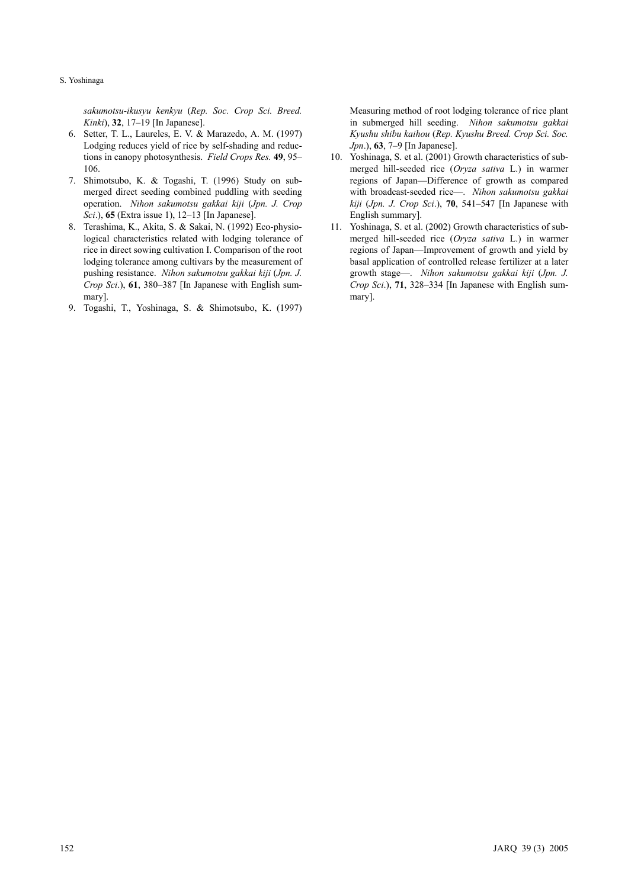*sakumotsu-ikusyu kenkyu* (*Rep. Soc. Crop Sci. Breed. Kinki*), **32**, 17–19 [In Japanese].

6. Setter, T. L., Laureles, E. V. & Marazedo, A. M. (1997) Lodging reduces yield of rice by self-shading and reductions in canopy photosynthesis. *Field Crops Res.* **49**, 95–106.
7. Shimotsubo, K. & Togashi, T. (1996) Study on submerged direct seeding combined puddling with seeding operation. *Nihon sakumotsu gakkai kiji* (*Jpn. J. Crop Sci*.), **65** (Extra issue 1), 12–13 [In Japanese].
8. Terashima, K., Akita, S. & Sakai, N. (1992) Eco-physiological characteristics related with lodging tolerance of rice in direct sowing cultivation I. Comparison of the root lodging tolerance among cultivars by the measurement of pushing resistance. *Nihon sakumotsu gakkai kiji* (*Jpn. J. Crop Sci*.), **61**, 380–387 [In Japanese with English summary].
9. Togashi, T., Yoshinaga, S. & Shimotsubo, K. (1997) Measuring method of root lodging tolerance of rice plant in submerged hill seeding. *Nihon sakumotsu gakkai Kyushu shibu kaihou* (*Rep. Kyushu Breed. Crop Sci. Soc. Jpn*.), **63**, 7–9 [In Japanese].
10. Yoshinaga, S. et al. (2001) Growth characteristics of submerged hill-seeded rice (*Oryza sativa* L.) in warmer regions of Japan—Difference of growth as compared with broadcast-seeded rice—. *Nihon sakumotsu gakkai kiji* (*Jpn. J. Crop Sci*.), **70**, 541–547 [In Japanese with English summary].
11. Yoshinaga, S. et al. (2002) Growth characteristics of submerged hill-seeded rice (*Oryza sativa* L.) in warmer regions of Japan—Improvement of growth and yield by basal application of controlled release fertilizer at a later growth stage—. *Nihon sakumotsu gakkai kiji* (*Jpn. J. Crop Sci*.), **71**, 328–334 [In Japanese with English summary].